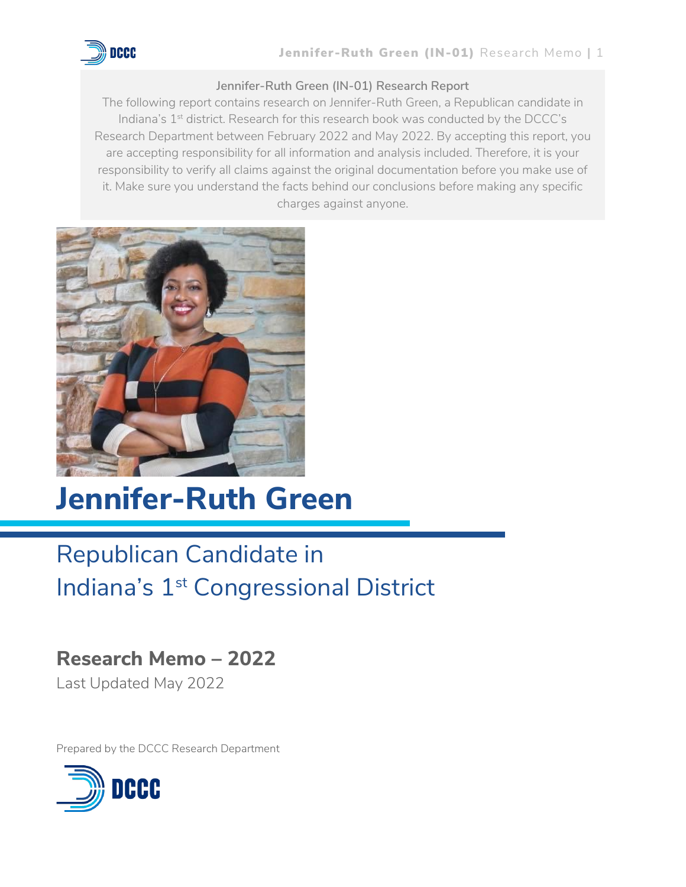Jennifer-Ruth Green (IN-01) Research Report

The following report contains research on Jennifer-Ruth Green, a Republican candidate in Indiana's 1st district. Research for this research book was conducted by the DCCC's Research Department between February 2022 and May 2022. By accepting this report, you are accepting responsibility for all information and analysis included. Therefore, it is your responsibility to verify all claims against the original documentation before you make use of it. Make sure you understand the facts behind our conclusions before making any specific charges against anyone.

# Jennifer-Ruth Green

## Republican Candidate in Indiana's 1st Congressional District

### Research Memo – 2022

Last Updated May 2022

Prepared by the DCCC Research Department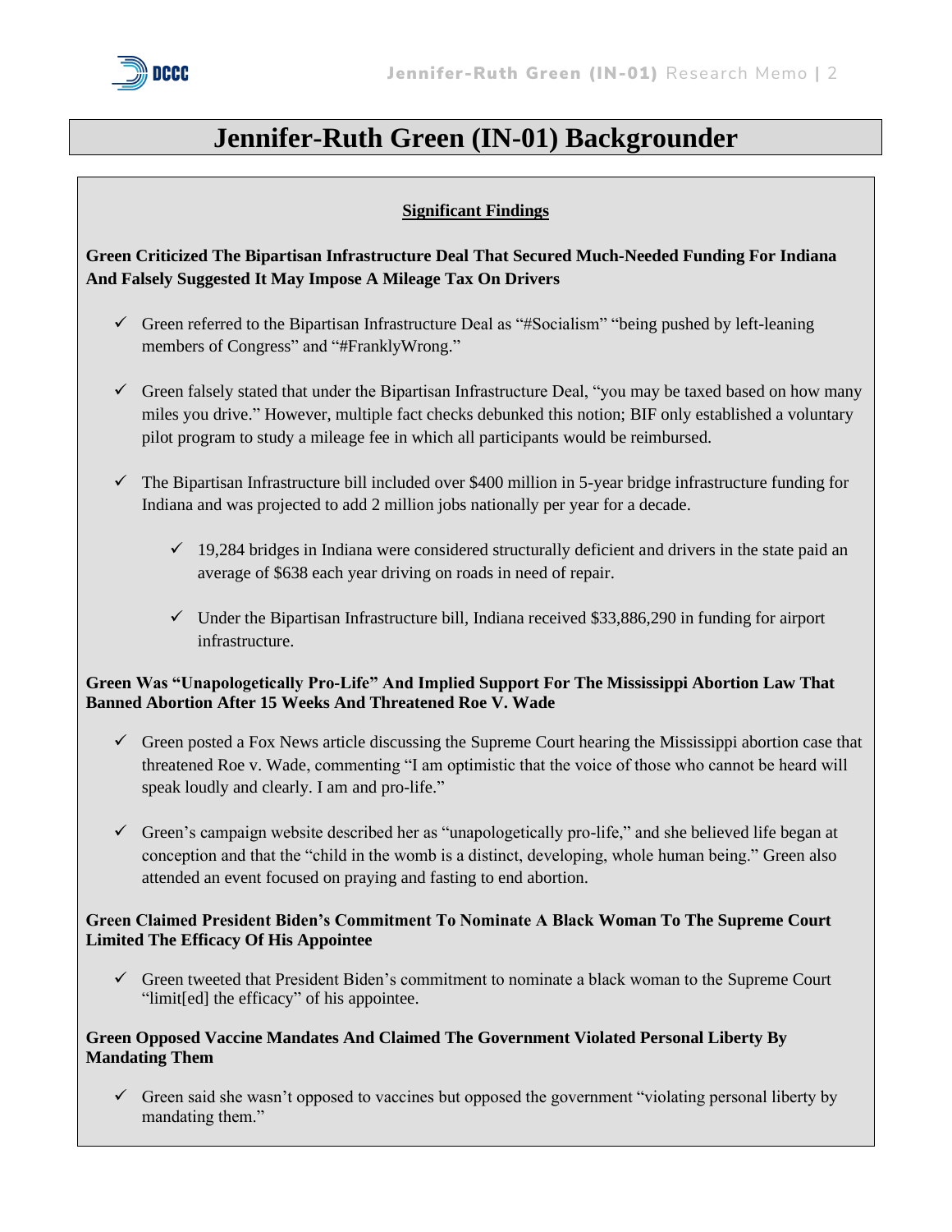# Jennifer-Ruth Green (IN-01) Backgrounder

## Significant Findings

**Green Criticized The Bipartisan Infrastructure Deal That Secured Much-Needed Funding For Indiana And Falsely Suggested It May Impose A Mileage Tax On Drivers**

- ✓ Green referred to the Bipartisan Infrastructure Deal as "#Socialism" "being pushed by left-leaning members of Congress" and "#FranklyWrong."
- ✓ Green falsely stated that under the Bipartisan Infrastructure Deal, "you may be taxed based on how many miles you drive." However, multiple fact checks debunked this notion; BIF only established a voluntary pilot program to study a mileage fee in which all participants would be reimbursed.
- ✓ The Bipartisan Infrastructure bill included over $400 million in 5-year bridge infrastructure funding for Indiana and was projected to add 2 million jobs nationally per year for a decade.
  - ✓ 19,284 bridges in Indiana were considered structurally deficient and drivers in the state paid an average of $638 each year driving on roads in need of repair.
  - ✓ Under the Bipartisan Infrastructure bill, Indiana received $33,886,290 in funding for airport infrastructure.

**Green Was "Unapologetically Pro-Life" And Implied Support For The Mississippi Abortion Law That Banned Abortion After 15 Weeks And Threatened Roe V. Wade**

- ✓ Green posted a Fox News article discussing the Supreme Court hearing the Mississippi abortion case that threatened Roe v. Wade, commenting "I am optimistic that the voice of those who cannot be heard will speak loudly and clearly. I am and pro-life."
- ✓ Green's campaign website described her as "unapologetically pro-life," and she believed life began at conception and that the "child in the womb is a distinct, developing, whole human being." Green also attended an event focused on praying and fasting to end abortion.

**Green Claimed President Biden's Commitment To Nominate A Black Woman To The Supreme Court Limited The Efficacy Of His Appointee**

- ✓ Green tweeted that President Biden's commitment to nominate a black woman to the Supreme Court "limit[ed] the efficacy" of his appointee.

**Green Opposed Vaccine Mandates And Claimed The Government Violated Personal Liberty By Mandating Them**

- ✓ Green said she wasn't opposed to vaccines but opposed the government "violating personal liberty by mandating them."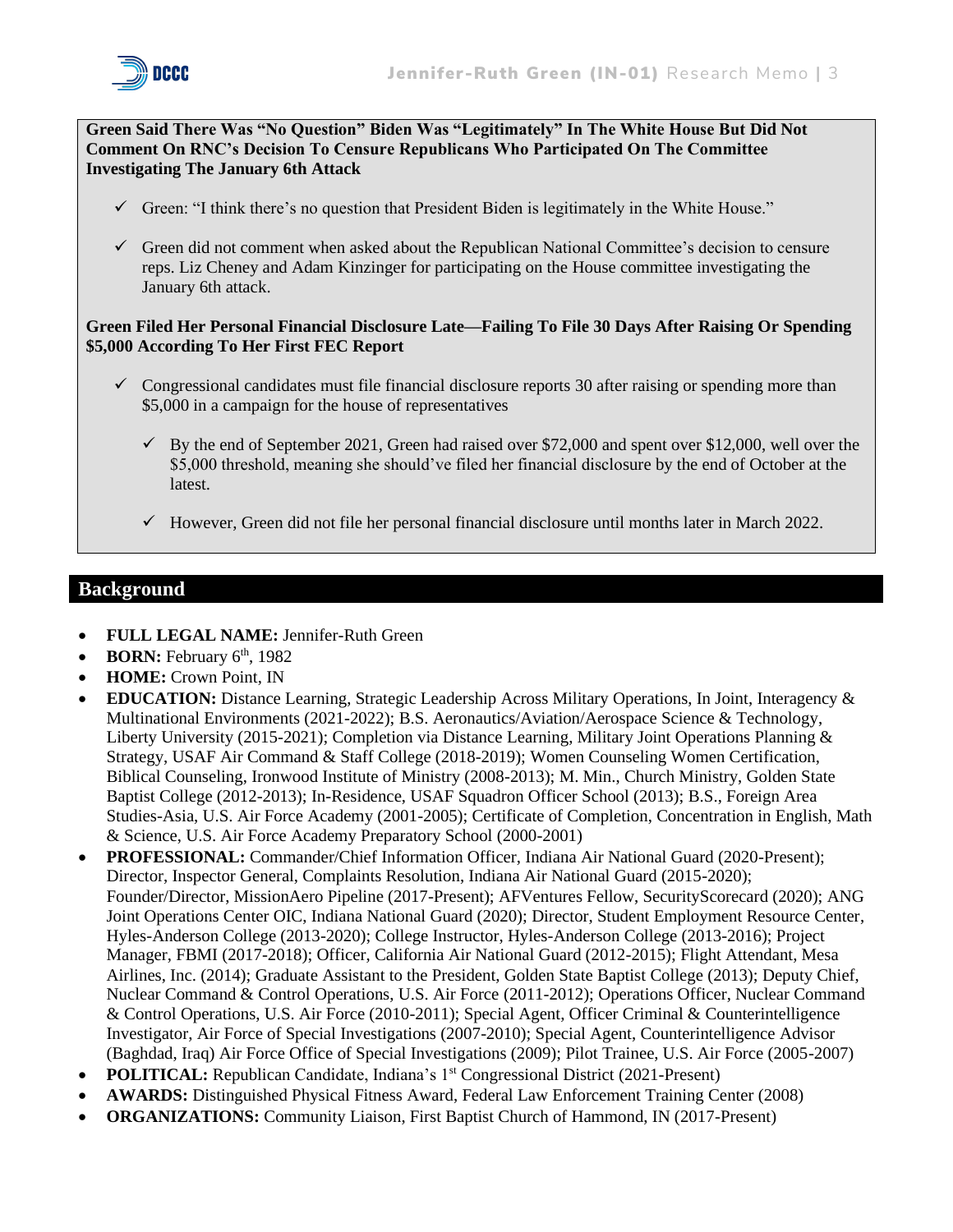**Green Said There Was "No Question" Biden Was "Legitimately" In The White House But Did Not Comment On RNC's Decision To Censure Republicans Who Participated On The Committee Investigating The January 6th Attack**

- ✓ Green: "I think there's no question that President Biden is legitimately in the White House."
- ✓ Green did not comment when asked about the Republican National Committee's decision to censure reps. Liz Cheney and Adam Kinzinger for participating on the House committee investigating the January 6th attack.

**Green Filed Her Personal Financial Disclosure Late—Failing To File 30 Days After Raising Or Spending $5,000 According To Her First FEC Report**

- ✓ Congressional candidates must file financial disclosure reports 30 after raising or spending more than $5,000 in a campaign for the house of representatives
  - ✓ By the end of September 2021, Green had raised over $72,000 and spent over $12,000, well over the $5,000 threshold, meaning she should've filed her financial disclosure by the end of October at the latest.
  - ✓ However, Green did not file her personal financial disclosure until months later in March 2022.

## Background

- **FULL LEGAL NAME:** Jennifer-Ruth Green
- **BORN:** February 6th, 1982
- **HOME:** Crown Point, IN
- **EDUCATION:** Distance Learning, Strategic Leadership Across Military Operations, In Joint, Interagency & Multinational Environments (2021-2022); B.S. Aeronautics/Aviation/Aerospace Science & Technology, Liberty University (2015-2021); Completion via Distance Learning, Military Joint Operations Planning & Strategy, USAF Air Command & Staff College (2018-2019); Women Counseling Women Certification, Biblical Counseling, Ironwood Institute of Ministry (2008-2013); M. Min., Church Ministry, Golden State Baptist College (2012-2013); In-Residence, USAF Squadron Officer School (2013); B.S., Foreign Area Studies-Asia, U.S. Air Force Academy (2001-2005); Certificate of Completion, Concentration in English, Math & Science, U.S. Air Force Academy Preparatory School (2000-2001)
- **PROFESSIONAL:** Commander/Chief Information Officer, Indiana Air National Guard (2020-Present); Director, Inspector General, Complaints Resolution, Indiana Air National Guard (2015-2020); Founder/Director, MissionAero Pipeline (2017-Present); AFVentures Fellow, SecurityScorecard (2020); ANG Joint Operations Center OIC, Indiana National Guard (2020); Director, Student Employment Resource Center, Hyles-Anderson College (2013-2020); College Instructor, Hyles-Anderson College (2013-2016); Project Manager, FBMI (2017-2018); Officer, California Air National Guard (2012-2015); Flight Attendant, Mesa Airlines, Inc. (2014); Graduate Assistant to the President, Golden State Baptist College (2013); Deputy Chief, Nuclear Command & Control Operations, U.S. Air Force (2011-2012); Operations Officer, Nuclear Command & Control Operations, U.S. Air Force (2010-2011); Special Agent, Officer Criminal & Counterintelligence Investigator, Air Force of Special Investigations (2007-2010); Special Agent, Counterintelligence Advisor (Baghdad, Iraq) Air Force Office of Special Investigations (2009); Pilot Trainee, U.S. Air Force (2005-2007)
- **POLITICAL:** Republican Candidate, Indiana's 1st Congressional District (2021-Present)
- **AWARDS:** Distinguished Physical Fitness Award, Federal Law Enforcement Training Center (2008)
- **ORGANIZATIONS:** Community Liaison, First Baptist Church of Hammond, IN (2017-Present)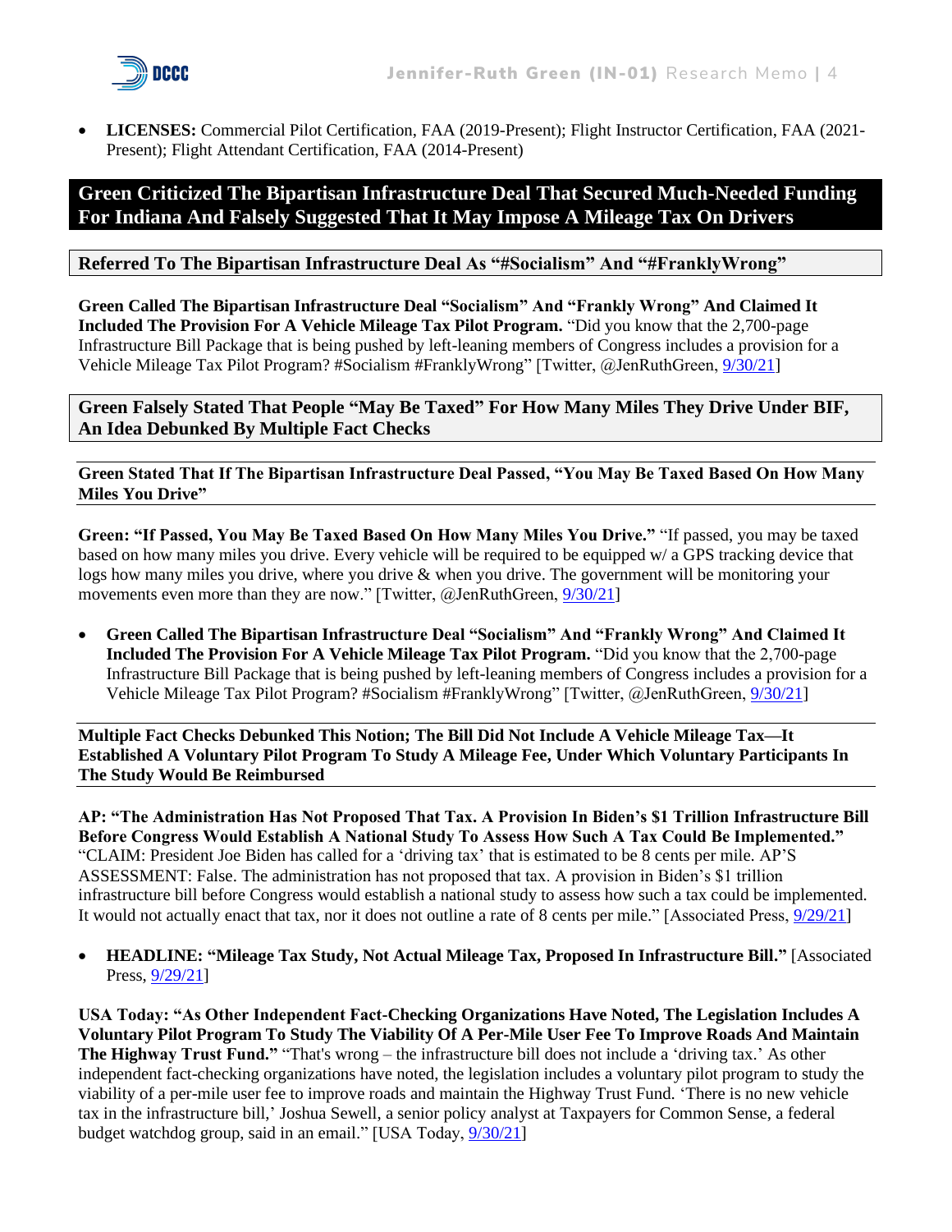- **LICENSES:** Commercial Pilot Certification, FAA (2019-Present); Flight Instructor Certification, FAA (2021-Present); Flight Attendant Certification, FAA (2014-Present)

## Green Criticized The Bipartisan Infrastructure Deal That Secured Much-Needed Funding For Indiana And Falsely Suggested That It May Impose A Mileage Tax On Drivers

### Referred To The Bipartisan Infrastructure Deal As "#Socialism" And "#FranklyWrong"

**Green Called The Bipartisan Infrastructure Deal "Socialism" And "Frankly Wrong" And Claimed It Included The Provision For A Vehicle Mileage Tax Pilot Program.** "Did you know that the 2,700-page Infrastructure Bill Package that is being pushed by left-leaning members of Congress includes a provision for a Vehicle Mileage Tax Pilot Program? #Socialism #FranklyWrong" [Twitter, @JenRuthGreen, 9/30/21]

### Green Falsely Stated That People "May Be Taxed" For How Many Miles They Drive Under BIF, An Idea Debunked By Multiple Fact Checks

#### Green Stated That If The Bipartisan Infrastructure Deal Passed, "You May Be Taxed Based On How Many Miles You Drive"

**Green: "If Passed, You May Be Taxed Based On How Many Miles You Drive."** "If passed, you may be taxed based on how many miles you drive. Every vehicle will be required to be equipped w/ a GPS tracking device that logs how many miles you drive, where you drive & when you drive. The government will be monitoring your movements even more than they are now." [Twitter, @JenRuthGreen, 9/30/21]

- **Green Called The Bipartisan Infrastructure Deal "Socialism" And "Frankly Wrong" And Claimed It Included The Provision For A Vehicle Mileage Tax Pilot Program.** "Did you know that the 2,700-page Infrastructure Bill Package that is being pushed by left-leaning members of Congress includes a provision for a Vehicle Mileage Tax Pilot Program? #Socialism #FranklyWrong" [Twitter, @JenRuthGreen, 9/30/21]

#### Multiple Fact Checks Debunked This Notion; The Bill Did Not Include A Vehicle Mileage Tax—It Established A Voluntary Pilot Program To Study A Mileage Fee, Under Which Voluntary Participants In The Study Would Be Reimbursed

**AP: "The Administration Has Not Proposed That Tax. A Provision In Biden's $1 Trillion Infrastructure Bill Before Congress Would Establish A National Study To Assess How Such A Tax Could Be Implemented."** "CLAIM: President Joe Biden has called for a 'driving tax' that is estimated to be 8 cents per mile. AP'S ASSESSMENT: False. The administration has not proposed that tax. A provision in Biden's $1 trillion infrastructure bill before Congress would establish a national study to assess how such a tax could be implemented. It would not actually enact that tax, nor it does not outline a rate of 8 cents per mile." [Associated Press, 9/29/21]

- **HEADLINE: "Mileage Tax Study, Not Actual Mileage Tax, Proposed In Infrastructure Bill."** [Associated Press, 9/29/21]

**USA Today: "As Other Independent Fact-Checking Organizations Have Noted, The Legislation Includes A Voluntary Pilot Program To Study The Viability Of A Per-Mile User Fee To Improve Roads And Maintain The Highway Trust Fund."** "That's wrong – the infrastructure bill does not include a 'driving tax.' As other independent fact-checking organizations have noted, the legislation includes a voluntary pilot program to study the viability of a per-mile user fee to improve roads and maintain the Highway Trust Fund. 'There is no new vehicle tax in the infrastructure bill,' Joshua Sewell, a senior policy analyst at Taxpayers for Common Sense, a federal budget watchdog group, said in an email." [USA Today, 9/30/21]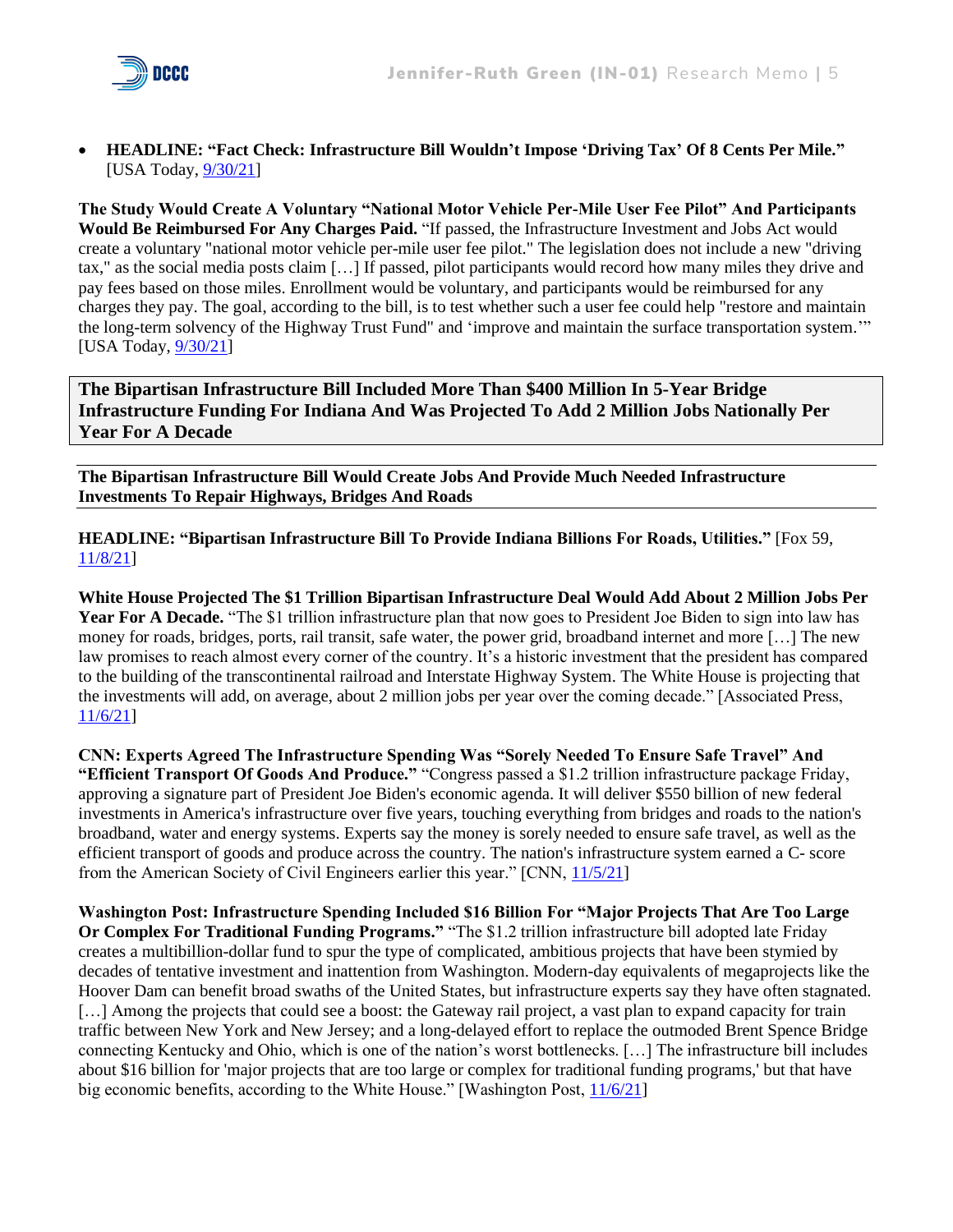- **HEADLINE: "Fact Check: Infrastructure Bill Wouldn't Impose 'Driving Tax' Of 8 Cents Per Mile."** [USA Today, 9/30/21]

**The Study Would Create A Voluntary "National Motor Vehicle Per-Mile User Fee Pilot" And Participants Would Be Reimbursed For Any Charges Paid.** "If passed, the Infrastructure Investment and Jobs Act would create a voluntary "national motor vehicle per-mile user fee pilot." The legislation does not include a new "driving tax," as the social media posts claim […] If passed, pilot participants would record how many miles they drive and pay fees based on those miles. Enrollment would be voluntary, and participants would be reimbursed for any charges they pay. The goal, according to the bill, is to test whether such a user fee could help "restore and maintain the long-term solvency of the Highway Trust Fund" and 'improve and maintain the surface transportation system.'" [USA Today, 9/30/21]

## The Bipartisan Infrastructure Bill Included More Than $400 Million In 5-Year Bridge Infrastructure Funding For Indiana And Was Projected To Add 2 Million Jobs Nationally Per Year For A Decade

### The Bipartisan Infrastructure Bill Would Create Jobs And Provide Much Needed Infrastructure Investments To Repair Highways, Bridges And Roads

**HEADLINE: "Bipartisan Infrastructure Bill To Provide Indiana Billions For Roads, Utilities."** [Fox 59, 11/8/21]

**White House Projected The $1 Trillion Bipartisan Infrastructure Deal Would Add About 2 Million Jobs Per Year For A Decade.** "The $1 trillion infrastructure plan that now goes to President Joe Biden to sign into law has money for roads, bridges, ports, rail transit, safe water, the power grid, broadband internet and more […] The new law promises to reach almost every corner of the country. It's a historic investment that the president has compared to the building of the transcontinental railroad and Interstate Highway System. The White House is projecting that the investments will add, on average, about 2 million jobs per year over the coming decade." [Associated Press, 11/6/21]

**CNN: Experts Agreed The Infrastructure Spending Was "Sorely Needed To Ensure Safe Travel" And "Efficient Transport Of Goods And Produce."** "Congress passed a $1.2 trillion infrastructure package Friday, approving a signature part of President Joe Biden's economic agenda. It will deliver $550 billion of new federal investments in America's infrastructure over five years, touching everything from bridges and roads to the nation's broadband, water and energy systems. Experts say the money is sorely needed to ensure safe travel, as well as the efficient transport of goods and produce across the country. The nation's infrastructure system earned a C- score from the American Society of Civil Engineers earlier this year." [CNN, 11/5/21]

**Washington Post: Infrastructure Spending Included $16 Billion For "Major Projects That Are Too Large Or Complex For Traditional Funding Programs."** "The $1.2 trillion infrastructure bill adopted late Friday creates a multibillion-dollar fund to spur the type of complicated, ambitious projects that have been stymied by decades of tentative investment and inattention from Washington. Modern-day equivalents of megaprojects like the Hoover Dam can benefit broad swaths of the United States, but infrastructure experts say they have often stagnated. […] Among the projects that could see a boost: the Gateway rail project, a vast plan to expand capacity for train traffic between New York and New Jersey; and a long-delayed effort to replace the outmoded Brent Spence Bridge connecting Kentucky and Ohio, which is one of the nation's worst bottlenecks. […] The infrastructure bill includes about $16 billion for 'major projects that are too large or complex for traditional funding programs,' but that have big economic benefits, according to the White House." [Washington Post, 11/6/21]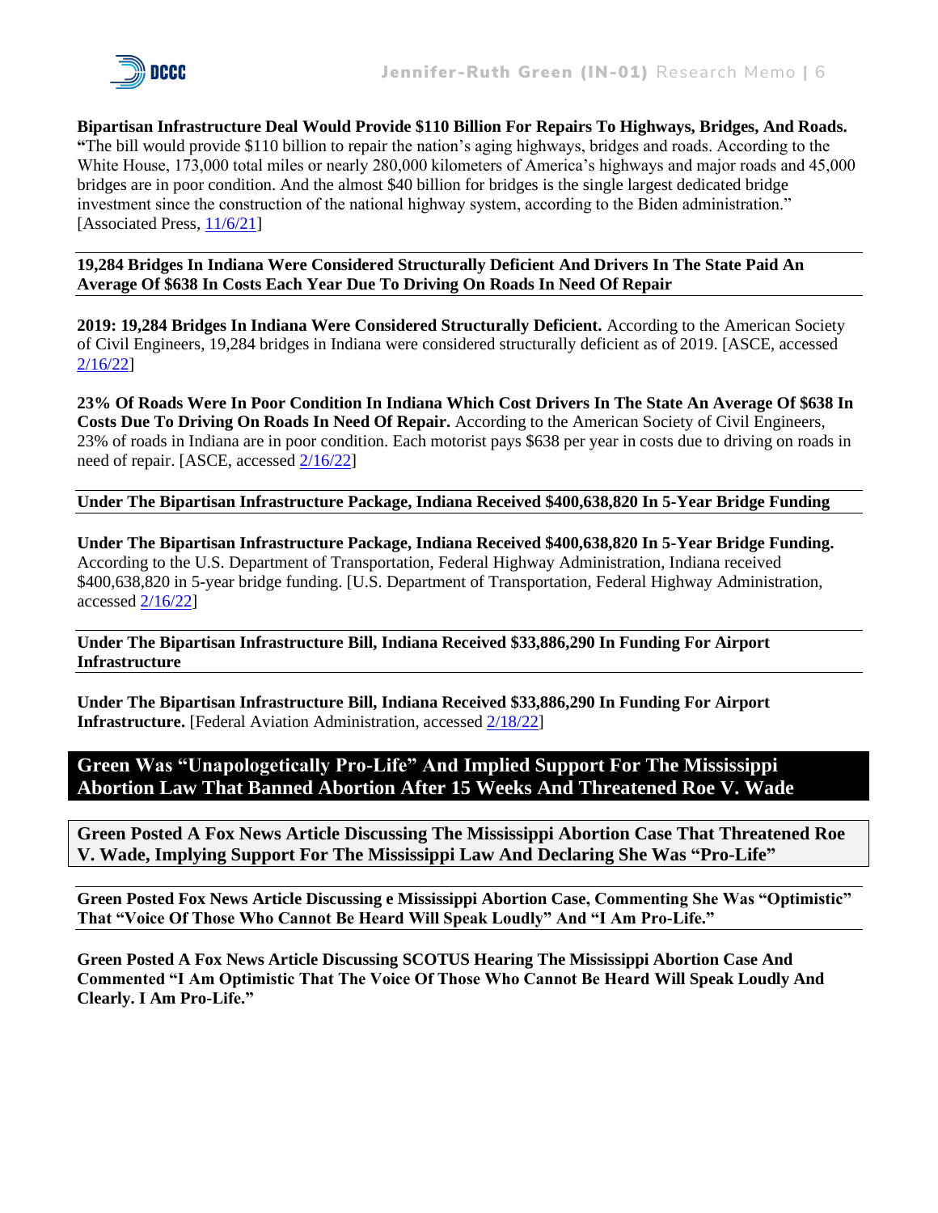**Bipartisan Infrastructure Deal Would Provide $110 Billion For Repairs To Highways, Bridges, And Roads.** "The bill would provide $110 billion to repair the nation's aging highways, bridges and roads. According to the White House, 173,000 total miles or nearly 280,000 kilometers of America's highways and major roads and 45,000 bridges are in poor condition. And the almost $40 billion for bridges is the single largest dedicated bridge investment since the construction of the national highway system, according to the Biden administration." [Associated Press, 11/6/21]

**19,284 Bridges In Indiana Were Considered Structurally Deficient And Drivers In The State Paid An Average Of $638 In Costs Each Year Due To Driving On Roads In Need Of Repair**

**2019: 19,284 Bridges In Indiana Were Considered Structurally Deficient.** According to the American Society of Civil Engineers, 19,284 bridges in Indiana were considered structurally deficient as of 2019. [ASCE, accessed 2/16/22]

**23% Of Roads Were In Poor Condition In Indiana Which Cost Drivers In The State An Average Of $638 In Costs Due To Driving On Roads In Need Of Repair.** According to the American Society of Civil Engineers, 23% of roads in Indiana are in poor condition. Each motorist pays $638 per year in costs due to driving on roads in need of repair. [ASCE, accessed 2/16/22]

**Under The Bipartisan Infrastructure Package, Indiana Received $400,638,820 In 5-Year Bridge Funding**

**Under The Bipartisan Infrastructure Package, Indiana Received $400,638,820 In 5-Year Bridge Funding.** According to the U.S. Department of Transportation, Federal Highway Administration, Indiana received $400,638,820 in 5-year bridge funding. [U.S. Department of Transportation, Federal Highway Administration, accessed 2/16/22]

**Under The Bipartisan Infrastructure Bill, Indiana Received $33,886,290 In Funding For Airport Infrastructure**

**Under The Bipartisan Infrastructure Bill, Indiana Received $33,886,290 In Funding For Airport Infrastructure.** [Federal Aviation Administration, accessed 2/18/22]

## Green Was "Unapologetically Pro-Life" And Implied Support For The Mississippi Abortion Law That Banned Abortion After 15 Weeks And Threatened Roe V. Wade

### Green Posted A Fox News Article Discussing The Mississippi Abortion Case That Threatened Roe V. Wade, Implying Support For The Mississippi Law And Declaring She Was "Pro-Life"

**Green Posted Fox News Article Discussing e Mississippi Abortion Case, Commenting She Was "Optimistic" That "Voice Of Those Who Cannot Be Heard Will Speak Loudly" And "I Am Pro-Life."**

**Green Posted A Fox News Article Discussing SCOTUS Hearing The Mississippi Abortion Case And Commented "I Am Optimistic That The Voice Of Those Who Cannot Be Heard Will Speak Loudly And Clearly. I Am Pro-Life."**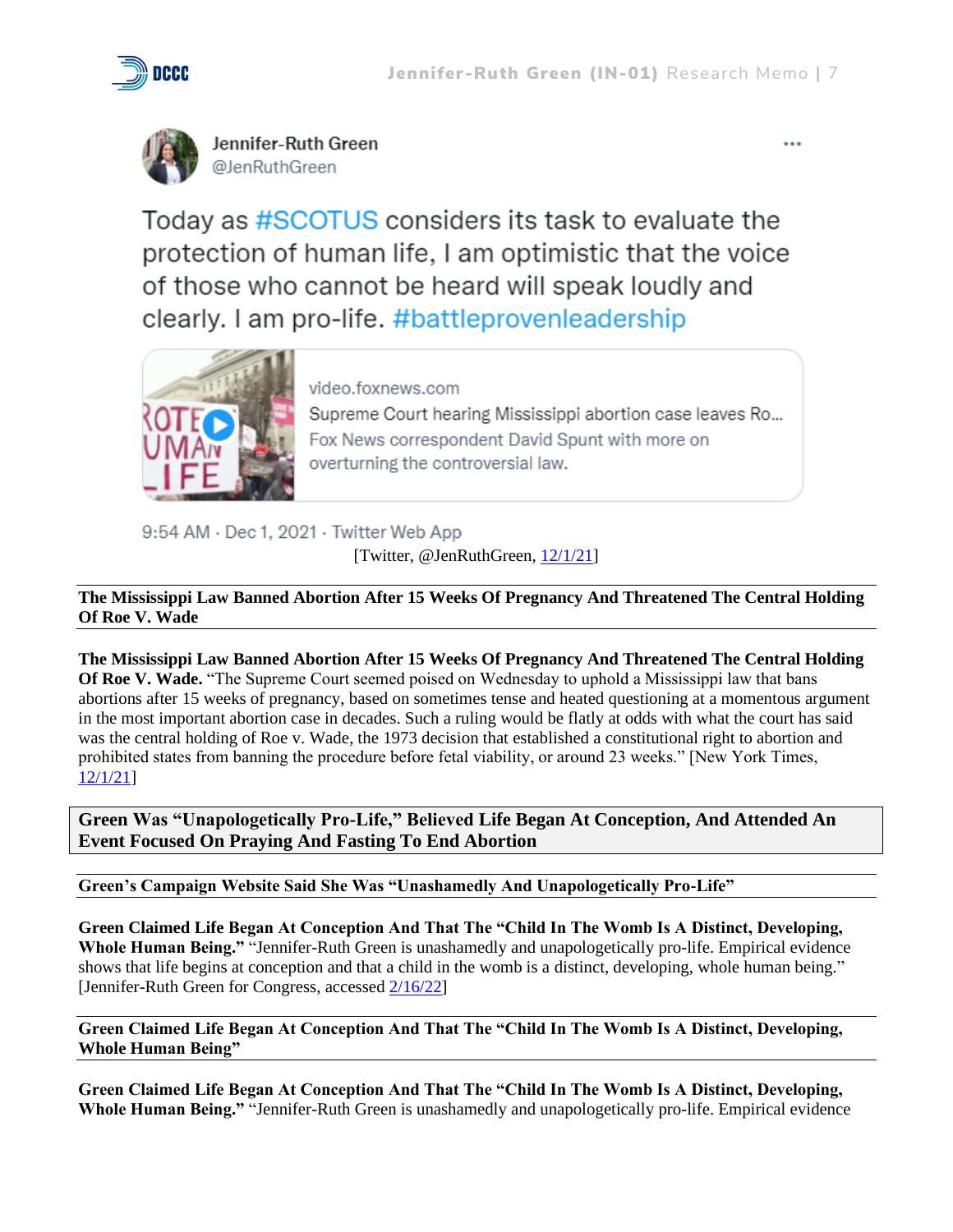Jennifer-Ruth Green
@JenRuthGreen

Today as #SCOTUS considers its task to evaluate the protection of human life, I am optimistic that the voice of those who cannot be heard will speak loudly and clearly. I am pro-life. #battleprovenleadership

video.foxnews.com
Supreme Court hearing Mississippi abortion case leaves Ro...
Fox News correspondent David Spunt with more on overturning the controversial law.

9:54 AM · Dec 1, 2021 · Twitter Web App

[Twitter, @JenRuthGreen, 12/1/21]

**The Mississippi Law Banned Abortion After 15 Weeks Of Pregnancy And Threatened The Central Holding Of Roe V. Wade**

**The Mississippi Law Banned Abortion After 15 Weeks Of Pregnancy And Threatened The Central Holding Of Roe V. Wade.** "The Supreme Court seemed poised on Wednesday to uphold a Mississippi law that bans abortions after 15 weeks of pregnancy, based on sometimes tense and heated questioning at a momentous argument in the most important abortion case in decades. Such a ruling would be flatly at odds with what the court has said was the central holding of Roe v. Wade, the 1973 decision that established a constitutional right to abortion and prohibited states from banning the procedure before fetal viability, or around 23 weeks." [New York Times, 12/1/21]

## Green Was "Unapologetically Pro-Life," Believed Life Began At Conception, And Attended An Event Focused On Praying And Fasting To End Abortion

**Green's Campaign Website Said She Was "Unashamedly And Unapologetically Pro-Life"**

**Green Claimed Life Began At Conception And That The "Child In The Womb Is A Distinct, Developing, Whole Human Being."** "Jennifer-Ruth Green is unashamedly and unapologetically pro-life. Empirical evidence shows that life begins at conception and that a child in the womb is a distinct, developing, whole human being." [Jennifer-Ruth Green for Congress, accessed 2/16/22]

**Green Claimed Life Began At Conception And That The "Child In The Womb Is A Distinct, Developing, Whole Human Being"**

**Green Claimed Life Began At Conception And That The "Child In The Womb Is A Distinct, Developing, Whole Human Being."** "Jennifer-Ruth Green is unashamedly and unapologetically pro-life. Empirical evidence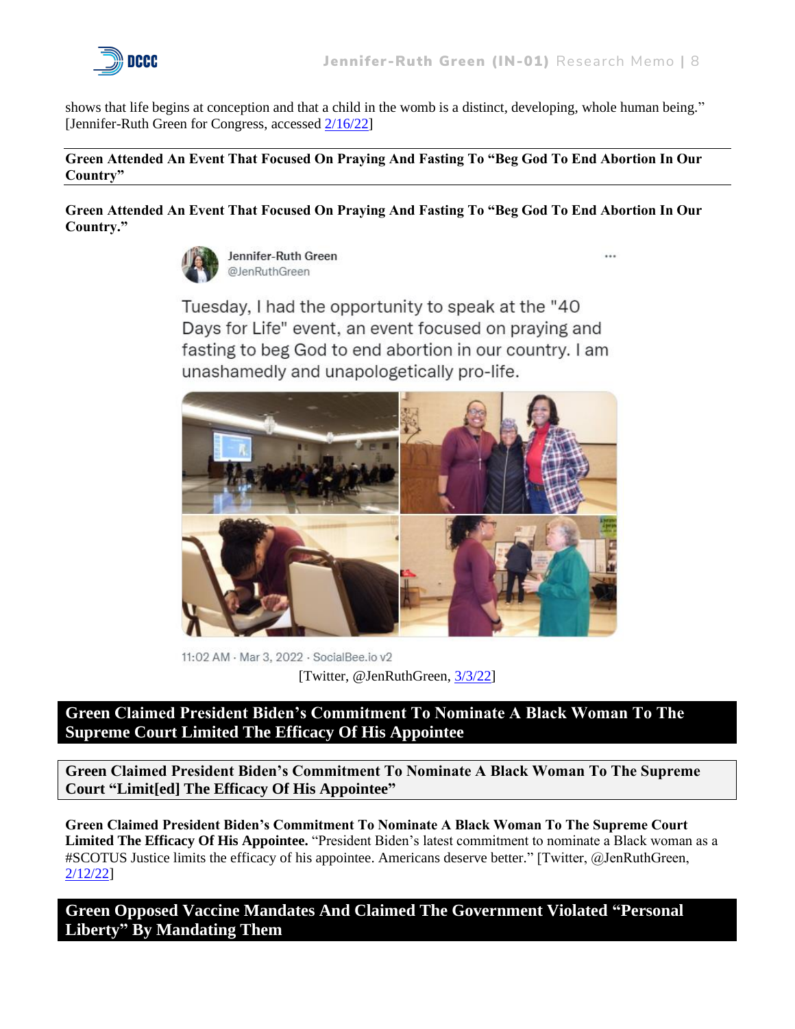shows that life begins at conception and that a child in the womb is a distinct, developing, whole human being." [Jennifer-Ruth Green for Congress, accessed [2/16/22]]

### Green Attended An Event That Focused On Praying And Fasting To "Beg God To End Abortion In Our Country"

**Green Attended An Event That Focused On Praying And Fasting To "Beg God To End Abortion In Our Country."**

> Jennifer-Ruth Green
> @JenRuthGreen
>
> Tuesday, I had the opportunity to speak at the "40 Days for Life" event, an event focused on praying and fasting to beg God to end abortion in our country. I am unashamedly and unapologetically pro-life.
>
> 11:02 AM · Mar 3, 2022 · SocialBee.io v2

[Twitter, @JenRuthGreen, [3/3/22]]

## Green Claimed President Biden's Commitment To Nominate A Black Woman To The Supreme Court Limited The Efficacy Of His Appointee

### Green Claimed President Biden's Commitment To Nominate A Black Woman To The Supreme Court "Limit[ed] The Efficacy Of His Appointee"

**Green Claimed President Biden's Commitment To Nominate A Black Woman To The Supreme Court Limited The Efficacy Of His Appointee.** "President Biden's latest commitment to nominate a Black woman as a #SCOTUS Justice limits the efficacy of his appointee. Americans deserve better." [Twitter, @JenRuthGreen, [2/12/22]]

## Green Opposed Vaccine Mandates And Claimed The Government Violated "Personal Liberty" By Mandating Them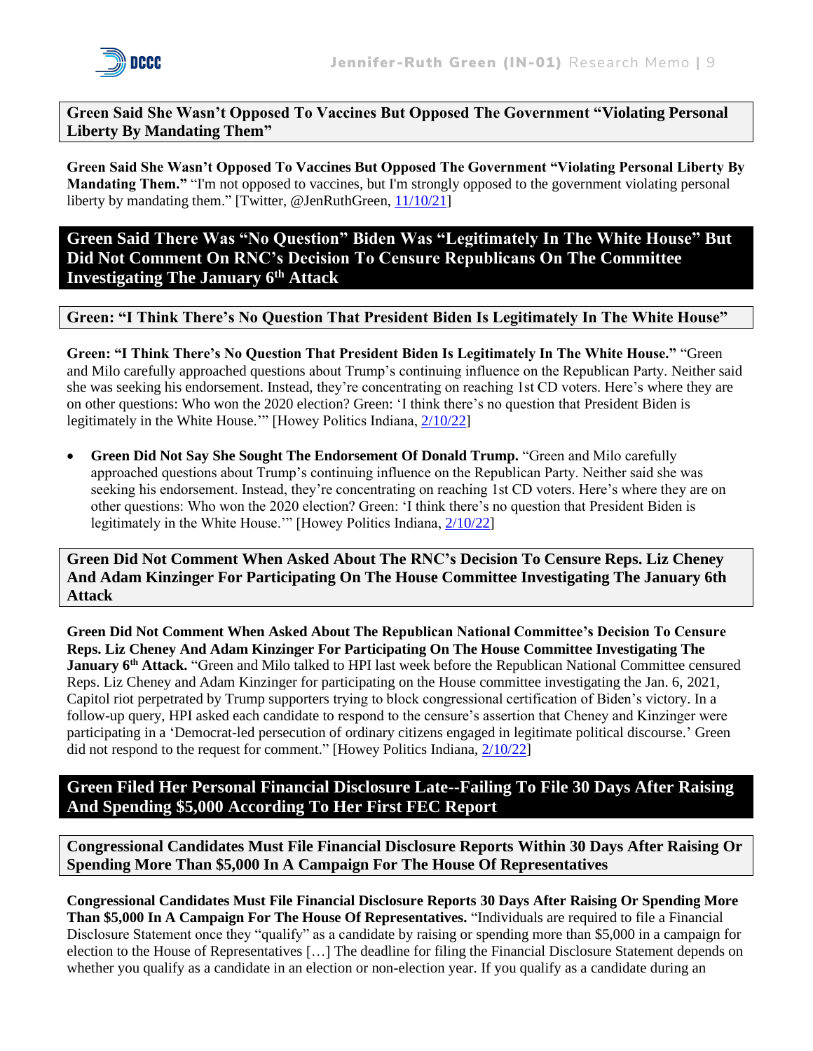### Green Said She Wasn't Opposed To Vaccines But Opposed The Government "Violating Personal Liberty By Mandating Them"

**Green Said She Wasn't Opposed To Vaccines But Opposed The Government "Violating Personal Liberty By Mandating Them."** "I'm not opposed to vaccines, but I'm strongly opposed to the government violating personal liberty by mandating them." [Twitter, @JenRuthGreen, 11/10/21]

## Green Said There Was "No Question" Biden Was "Legitimately In The White House" But Did Not Comment On RNC's Decision To Censure Republicans On The Committee Investigating The January 6th Attack

### Green: "I Think There's No Question That President Biden Is Legitimately In The White House"

**Green: "I Think There's No Question That President Biden Is Legitimately In The White House."** "Green and Milo carefully approached questions about Trump's continuing influence on the Republican Party. Neither said she was seeking his endorsement. Instead, they're concentrating on reaching 1st CD voters. Here's where they are on other questions: Who won the 2020 election? Green: 'I think there's no question that President Biden is legitimately in the White House.'" [Howey Politics Indiana, 2/10/22]

- **Green Did Not Say She Sought The Endorsement Of Donald Trump.** "Green and Milo carefully approached questions about Trump's continuing influence on the Republican Party. Neither said she was seeking his endorsement. Instead, they're concentrating on reaching 1st CD voters. Here's where they are on other questions: Who won the 2020 election? Green: 'I think there's no question that President Biden is legitimately in the White House.'" [Howey Politics Indiana, 2/10/22]

### Green Did Not Comment When Asked About The RNC's Decision To Censure Reps. Liz Cheney And Adam Kinzinger For Participating On The House Committee Investigating The January 6th Attack

**Green Did Not Comment When Asked About The Republican National Committee's Decision To Censure Reps. Liz Cheney And Adam Kinzinger For Participating On The House Committee Investigating The January 6th Attack.** "Green and Milo talked to HPI last week before the Republican National Committee censured Reps. Liz Cheney and Adam Kinzinger for participating on the House committee investigating the Jan. 6, 2021, Capitol riot perpetrated by Trump supporters trying to block congressional certification of Biden's victory. In a follow-up query, HPI asked each candidate to respond to the censure's assertion that Cheney and Kinzinger were participating in a 'Democrat-led persecution of ordinary citizens engaged in legitimate political discourse.' Green did not respond to the request for comment." [Howey Politics Indiana, 2/10/22]

## Green Filed Her Personal Financial Disclosure Late--Failing To File 30 Days After Raising And Spending $5,000 According To Her First FEC Report

### Congressional Candidates Must File Financial Disclosure Reports Within 30 Days After Raising Or Spending More Than $5,000 In A Campaign For The House Of Representatives

**Congressional Candidates Must File Financial Disclosure Reports 30 Days After Raising Or Spending More Than $5,000 In A Campaign For The House Of Representatives.** "Individuals are required to file a Financial Disclosure Statement once they "qualify" as a candidate by raising or spending more than $5,000 in a campaign for election to the House of Representatives […] The deadline for filing the Financial Disclosure Statement depends on whether you qualify as a candidate in an election or non-election year. If you qualify as a candidate during an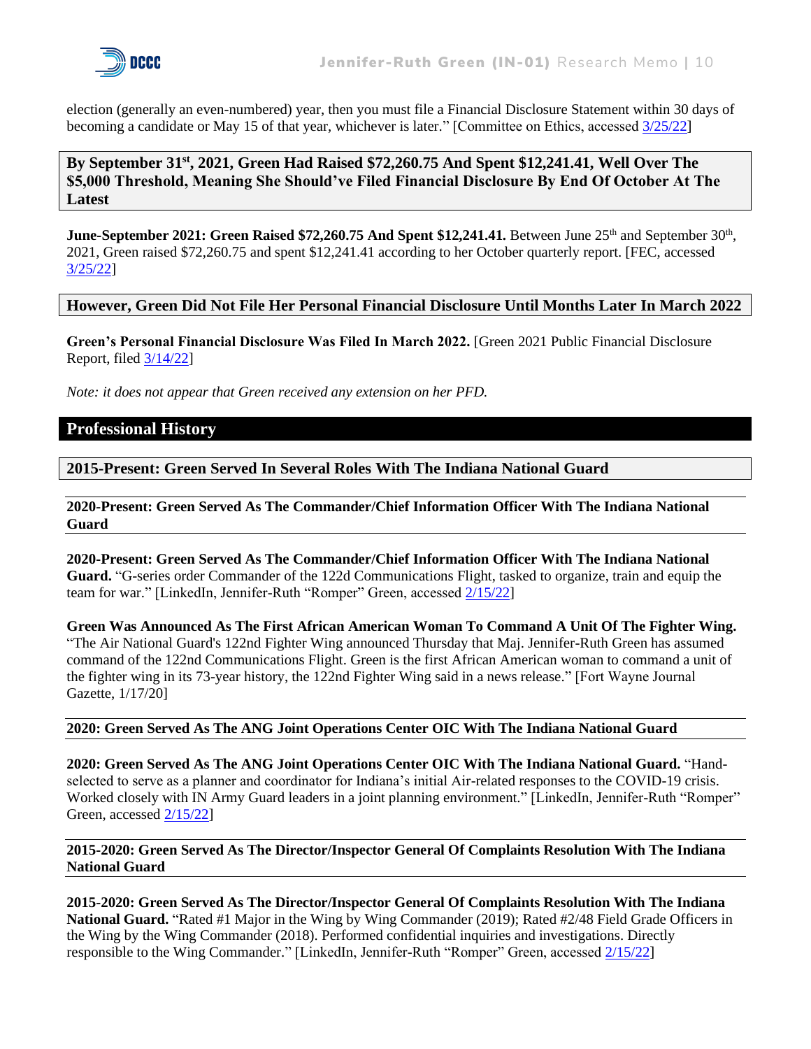election (generally an even-numbered) year, then you must file a Financial Disclosure Statement within 30 days of becoming a candidate or May 15 of that year, whichever is later." [Committee on Ethics, accessed 3/25/22]

### By September 31st, 2021, Green Had Raised $72,260.75 And Spent $12,241.41, Well Over The $5,000 Threshold, Meaning She Should've Filed Financial Disclosure By End Of October At The Latest

**June-September 2021: Green Raised $72,260.75 And Spent $12,241.41.** Between June 25th and September 30th, 2021, Green raised $72,260.75 and spent $12,241.41 according to her October quarterly report. [FEC, accessed 3/25/22]

### However, Green Did Not File Her Personal Financial Disclosure Until Months Later In March 2022

**Green's Personal Financial Disclosure Was Filed In March 2022.** [Green 2021 Public Financial Disclosure Report, filed 3/14/22]

*Note: it does not appear that Green received any extension on her PFD.*

## Professional History

### 2015-Present: Green Served In Several Roles With The Indiana National Guard

#### 2020-Present: Green Served As The Commander/Chief Information Officer With The Indiana National Guard

**2020-Present: Green Served As The Commander/Chief Information Officer With The Indiana National Guard.** "G-series order Commander of the 122d Communications Flight, tasked to organize, train and equip the team for war." [LinkedIn, Jennifer-Ruth "Romper" Green, accessed 2/15/22]

**Green Was Announced As The First African American Woman To Command A Unit Of The Fighter Wing.** "The Air National Guard's 122nd Fighter Wing announced Thursday that Maj. Jennifer-Ruth Green has assumed command of the 122nd Communications Flight. Green is the first African American woman to command a unit of the fighter wing in its 73-year history, the 122nd Fighter Wing said in a news release." [Fort Wayne Journal Gazette, 1/17/20]

#### 2020: Green Served As The ANG Joint Operations Center OIC With The Indiana National Guard

**2020: Green Served As The ANG Joint Operations Center OIC With The Indiana National Guard.** "Hand-selected to serve as a planner and coordinator for Indiana's initial Air-related responses to the COVID-19 crisis. Worked closely with IN Army Guard leaders in a joint planning environment." [LinkedIn, Jennifer-Ruth "Romper" Green, accessed 2/15/22]

#### 2015-2020: Green Served As The Director/Inspector General Of Complaints Resolution With The Indiana National Guard

**2015-2020: Green Served As The Director/Inspector General Of Complaints Resolution With The Indiana National Guard.** "Rated #1 Major in the Wing by Wing Commander (2019); Rated #2/48 Field Grade Officers in the Wing by the Wing Commander (2018). Performed confidential inquiries and investigations. Directly responsible to the Wing Commander." [LinkedIn, Jennifer-Ruth "Romper" Green, accessed 2/15/22]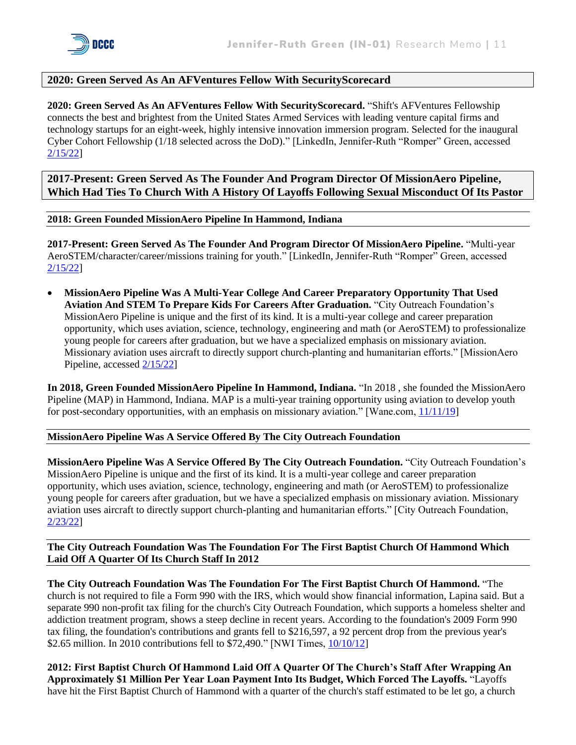## 2020: Green Served As An AFVentures Fellow With SecurityScorecard

**2020: Green Served As An AFVentures Fellow With SecurityScorecard.** "Shift's AFVentures Fellowship connects the best and brightest from the United States Armed Services with leading venture capital firms and technology startups for an eight-week, highly intensive innovation immersion program. Selected for the inaugural Cyber Cohort Fellowship (1/18 selected across the DoD)." [LinkedIn, Jennifer-Ruth "Romper" Green, accessed 2/15/22]

## 2017-Present: Green Served As The Founder And Program Director Of MissionAero Pipeline, Which Had Ties To Church With A History Of Layoffs Following Sexual Misconduct Of Its Pastor

### 2018: Green Founded MissionAero Pipeline In Hammond, Indiana

**2017-Present: Green Served As The Founder And Program Director Of MissionAero Pipeline.** "Multi-year AeroSTEM/character/career/missions training for youth." [LinkedIn, Jennifer-Ruth "Romper" Green, accessed 2/15/22]

- **MissionAero Pipeline Was A Multi-Year College And Career Preparatory Opportunity That Used Aviation And STEM To Prepare Kids For Careers After Graduation.** "City Outreach Foundation's MissionAero Pipeline is unique and the first of its kind. It is a multi-year college and career preparation opportunity, which uses aviation, science, technology, engineering and math (or AeroSTEM) to professionalize young people for careers after graduation, but we have a specialized emphasis on missionary aviation. Missionary aviation uses aircraft to directly support church-planting and humanitarian efforts." [MissionAero Pipeline, accessed 2/15/22]

**In 2018, Green Founded MissionAero Pipeline In Hammond, Indiana.** "In 2018 , she founded the MissionAero Pipeline (MAP) in Hammond, Indiana. MAP is a multi-year training opportunity using aviation to develop youth for post-secondary opportunities, with an emphasis on missionary aviation." [Wane.com, 11/11/19]

### MissionAero Pipeline Was A Service Offered By The City Outreach Foundation

**MissionAero Pipeline Was A Service Offered By The City Outreach Foundation.** "City Outreach Foundation's MissionAero Pipeline is unique and the first of its kind. It is a multi-year college and career preparation opportunity, which uses aviation, science, technology, engineering and math (or AeroSTEM) to professionalize young people for careers after graduation, but we have a specialized emphasis on missionary aviation. Missionary aviation uses aircraft to directly support church-planting and humanitarian efforts." [City Outreach Foundation, 2/23/22]

### The City Outreach Foundation Was The Foundation For The First Baptist Church Of Hammond Which Laid Off A Quarter Of Its Church Staff In 2012

**The City Outreach Foundation Was The Foundation For The First Baptist Church Of Hammond.** "The church is not required to file a Form 990 with the IRS, which would show financial information, Lapina said. But a separate 990 non-profit tax filing for the church's City Outreach Foundation, which supports a homeless shelter and addiction treatment program, shows a steep decline in recent years. According to the foundation's 2009 Form 990 tax filing, the foundation's contributions and grants fell to $216,597, a 92 percent drop from the previous year's $2.65 million. In 2010 contributions fell to $72,490." [NWI Times, 10/10/12]

**2012: First Baptist Church Of Hammond Laid Off A Quarter Of The Church's Staff After Wrapping An Approximately $1 Million Per Year Loan Payment Into Its Budget, Which Forced The Layoffs.** "Layoffs have hit the First Baptist Church of Hammond with a quarter of the church's staff estimated to be let go, a church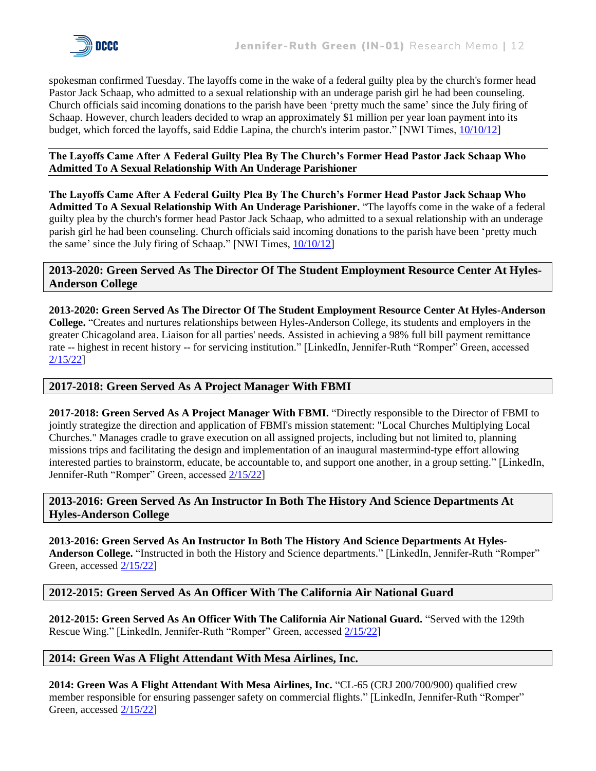spokesman confirmed Tuesday. The layoffs come in the wake of a federal guilty plea by the church's former head Pastor Jack Schaap, who admitted to a sexual relationship with an underage parish girl he had been counseling. Church officials said incoming donations to the parish have been 'pretty much the same' since the July firing of Schaap. However, church leaders decided to wrap an approximately $1 million per year loan payment into its budget, which forced the layoffs, said Eddie Lapina, the church's interim pastor." [NWI Times, 10/10/12]

### The Layoffs Came After A Federal Guilty Plea By The Church's Former Head Pastor Jack Schaap Who Admitted To A Sexual Relationship With An Underage Parishioner

**The Layoffs Came After A Federal Guilty Plea By The Church's Former Head Pastor Jack Schaap Who Admitted To A Sexual Relationship With An Underage Parishioner.** "The layoffs come in the wake of a federal guilty plea by the church's former head Pastor Jack Schaap, who admitted to a sexual relationship with an underage parish girl he had been counseling. Church officials said incoming donations to the parish have been 'pretty much the same' since the July firing of Schaap." [NWI Times, 10/10/12]

### 2013-2020: Green Served As The Director Of The Student Employment Resource Center At Hyles-Anderson College

**2013-2020: Green Served As The Director Of The Student Employment Resource Center At Hyles-Anderson College.** "Creates and nurtures relationships between Hyles-Anderson College, its students and employers in the greater Chicagoland area. Liaison for all parties' needs. Assisted in achieving a 98% full bill payment remittance rate -- highest in recent history -- for servicing institution." [LinkedIn, Jennifer-Ruth "Romper" Green, accessed 2/15/22]

### 2017-2018: Green Served As A Project Manager With FBMI

**2017-2018: Green Served As A Project Manager With FBMI.** "Directly responsible to the Director of FBMI to jointly strategize the direction and application of FBMI's mission statement: "Local Churches Multiplying Local Churches." Manages cradle to grave execution on all assigned projects, including but not limited to, planning missions trips and facilitating the design and implementation of an inaugural mastermind-type effort allowing interested parties to brainstorm, educate, be accountable to, and support one another, in a group setting." [LinkedIn, Jennifer-Ruth "Romper" Green, accessed 2/15/22]

### 2013-2016: Green Served As An Instructor In Both The History And Science Departments At Hyles-Anderson College

**2013-2016: Green Served As An Instructor In Both The History And Science Departments At Hyles-Anderson College.** "Instructed in both the History and Science departments." [LinkedIn, Jennifer-Ruth "Romper" Green, accessed 2/15/22]

### 2012-2015: Green Served As An Officer With The California Air National Guard

**2012-2015: Green Served As An Officer With The California Air National Guard.** "Served with the 129th Rescue Wing." [LinkedIn, Jennifer-Ruth "Romper" Green, accessed 2/15/22]

### 2014: Green Was A Flight Attendant With Mesa Airlines, Inc.

**2014: Green Was A Flight Attendant With Mesa Airlines, Inc.** "CL-65 (CRJ 200/700/900) qualified crew member responsible for ensuring passenger safety on commercial flights." [LinkedIn, Jennifer-Ruth "Romper" Green, accessed 2/15/22]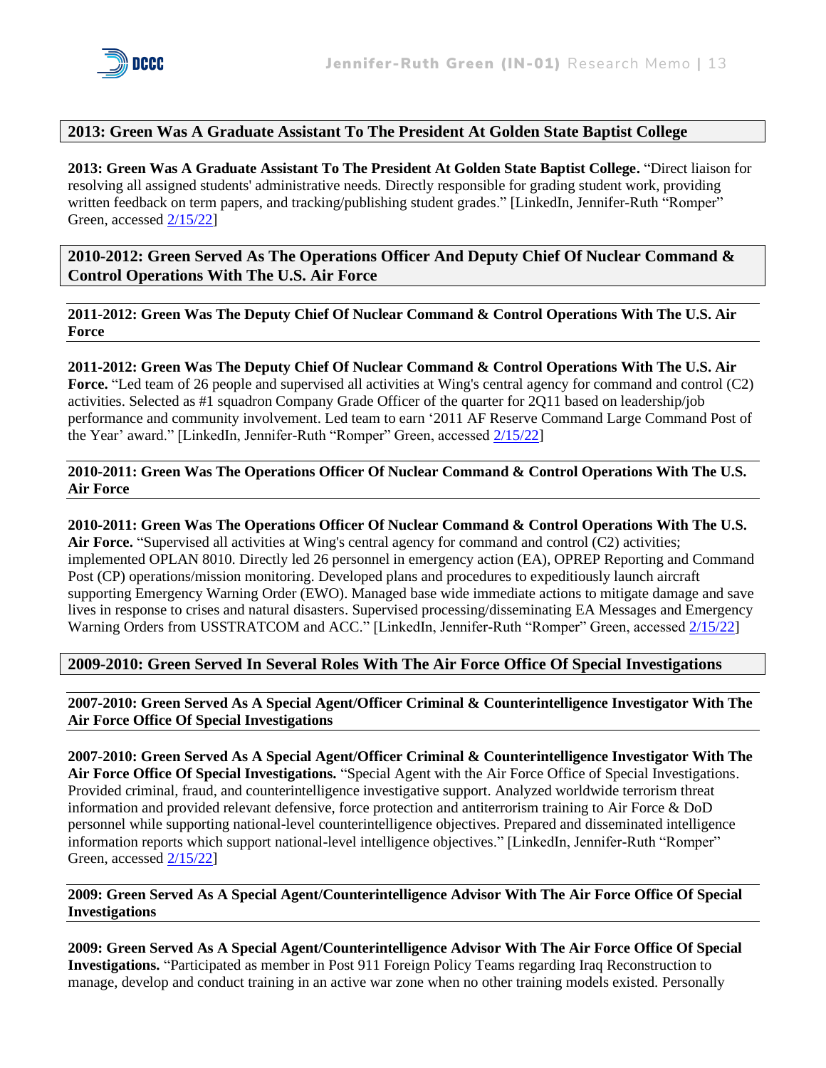## 2013: Green Was A Graduate Assistant To The President At Golden State Baptist College

**2013: Green Was A Graduate Assistant To The President At Golden State Baptist College.** "Direct liaison for resolving all assigned students' administrative needs. Directly responsible for grading student work, providing written feedback on term papers, and tracking/publishing student grades." [LinkedIn, Jennifer-Ruth "Romper" Green, accessed 2/15/22]

## 2010-2012: Green Served As The Operations Officer And Deputy Chief Of Nuclear Command & Control Operations With The U.S. Air Force

### 2011-2012: Green Was The Deputy Chief Of Nuclear Command & Control Operations With The U.S. Air Force

**2011-2012: Green Was The Deputy Chief Of Nuclear Command & Control Operations With The U.S. Air Force.** "Led team of 26 people and supervised all activities at Wing's central agency for command and control (C2) activities. Selected as #1 squadron Company Grade Officer of the quarter for 2Q11 based on leadership/job performance and community involvement. Led team to earn '2011 AF Reserve Command Large Command Post of the Year' award." [LinkedIn, Jennifer-Ruth "Romper" Green, accessed 2/15/22]

### 2010-2011: Green Was The Operations Officer Of Nuclear Command & Control Operations With The U.S. Air Force

**2010-2011: Green Was The Operations Officer Of Nuclear Command & Control Operations With The U.S. Air Force.** "Supervised all activities at Wing's central agency for command and control (C2) activities; implemented OPLAN 8010. Directly led 26 personnel in emergency action (EA), OPREP Reporting and Command Post (CP) operations/mission monitoring. Developed plans and procedures to expeditiously launch aircraft supporting Emergency Warning Order (EWO). Managed base wide immediate actions to mitigate damage and save lives in response to crises and natural disasters. Supervised processing/disseminating EA Messages and Emergency Warning Orders from USSTRATCOM and ACC." [LinkedIn, Jennifer-Ruth "Romper" Green, accessed 2/15/22]

## 2009-2010: Green Served In Several Roles With The Air Force Office Of Special Investigations

### 2007-2010: Green Served As A Special Agent/Officer Criminal & Counterintelligence Investigator With The Air Force Office Of Special Investigations

**2007-2010: Green Served As A Special Agent/Officer Criminal & Counterintelligence Investigator With The Air Force Office Of Special Investigations.** "Special Agent with the Air Force Office of Special Investigations. Provided criminal, fraud, and counterintelligence investigative support. Analyzed worldwide terrorism threat information and provided relevant defensive, force protection and antiterrorism training to Air Force & DoD personnel while supporting national-level counterintelligence objectives. Prepared and disseminated intelligence information reports which support national-level intelligence objectives." [LinkedIn, Jennifer-Ruth "Romper" Green, accessed 2/15/22]

### 2009: Green Served As A Special Agent/Counterintelligence Advisor With The Air Force Office Of Special Investigations

**2009: Green Served As A Special Agent/Counterintelligence Advisor With The Air Force Office Of Special Investigations.** "Participated as member in Post 911 Foreign Policy Teams regarding Iraq Reconstruction to manage, develop and conduct training in an active war zone when no other training models existed. Personally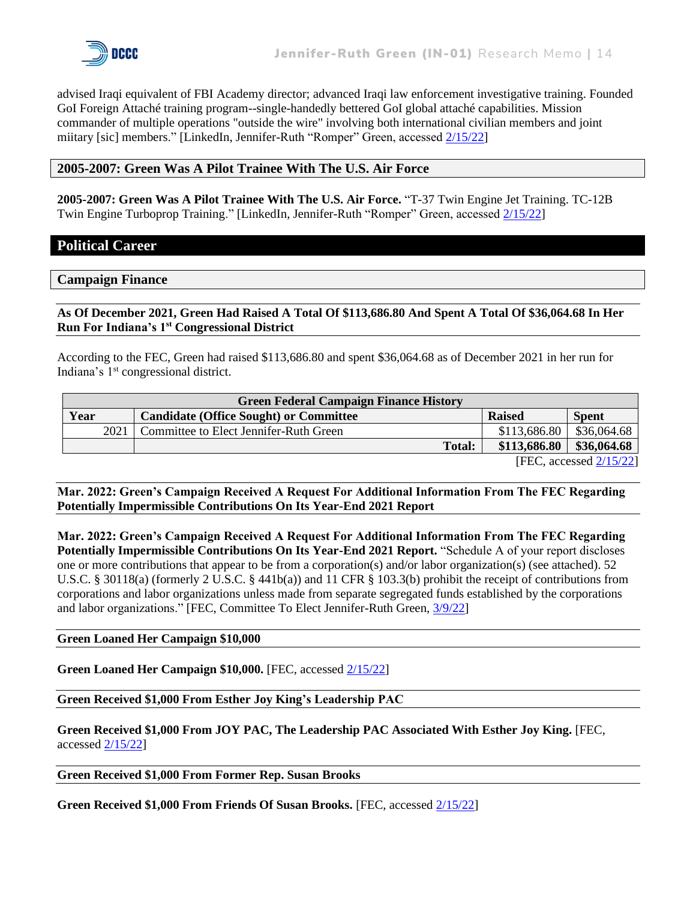advised Iraqi equivalent of FBI Academy director; advanced Iraqi law enforcement investigative training. Founded GoI Foreign Attaché training program--single-handedly bettered GoI global attaché capabilities. Mission commander of multiple operations "outside the wire" involving both international civilian members and joint miitary [sic] members." [LinkedIn, Jennifer-Ruth "Romper" Green, accessed 2/15/22]

### 2005-2007: Green Was A Pilot Trainee With The U.S. Air Force

**2005-2007: Green Was A Pilot Trainee With The U.S. Air Force.** "T-37 Twin Engine Jet Training. TC-12B Twin Engine Turboprop Training." [LinkedIn, Jennifer-Ruth "Romper" Green, accessed 2/15/22]

## Political Career

### Campaign Finance

**As Of December 2021, Green Had Raised A Total Of $113,686.80 And Spent A Total Of $36,064.68 In Her Run For Indiana's 1st Congressional District**

According to the FEC, Green had raised $113,686.80 and spent $36,064.68 as of December 2021 in her run for Indiana's 1st congressional district.

| Green Federal Campaign Finance History | | | |
|---|---|---|---|
| **Year** | **Candidate (Office Sought) or Committee** | **Raised** | **Spent** |
| 2021 | Committee to Elect Jennifer-Ruth Green | $113,686.80 | $36,064.68 |
| | **Total:** | **$113,686.80** | **$36,064.68** |

[FEC, accessed 2/15/22]

**Mar. 2022: Green's Campaign Received A Request For Additional Information From The FEC Regarding Potentially Impermissible Contributions On Its Year-End 2021 Report**

**Mar. 2022: Green's Campaign Received A Request For Additional Information From The FEC Regarding Potentially Impermissible Contributions On Its Year-End 2021 Report.** "Schedule A of your report discloses one or more contributions that appear to be from a corporation(s) and/or labor organization(s) (see attached). 52 U.S.C. § 30118(a) (formerly 2 U.S.C. § 441b(a)) and 11 CFR § 103.3(b) prohibit the receipt of contributions from corporations and labor organizations unless made from separate segregated funds established by the corporations and labor organizations." [FEC, Committee To Elect Jennifer-Ruth Green, 3/9/22]

**Green Loaned Her Campaign $10,000**

**Green Loaned Her Campaign $10,000.** [FEC, accessed 2/15/22]

**Green Received $1,000 From Esther Joy King's Leadership PAC**

**Green Received $1,000 From JOY PAC, The Leadership PAC Associated With Esther Joy King.** [FEC, accessed 2/15/22]

**Green Received $1,000 From Former Rep. Susan Brooks**

**Green Received $1,000 From Friends Of Susan Brooks.** [FEC, accessed 2/15/22]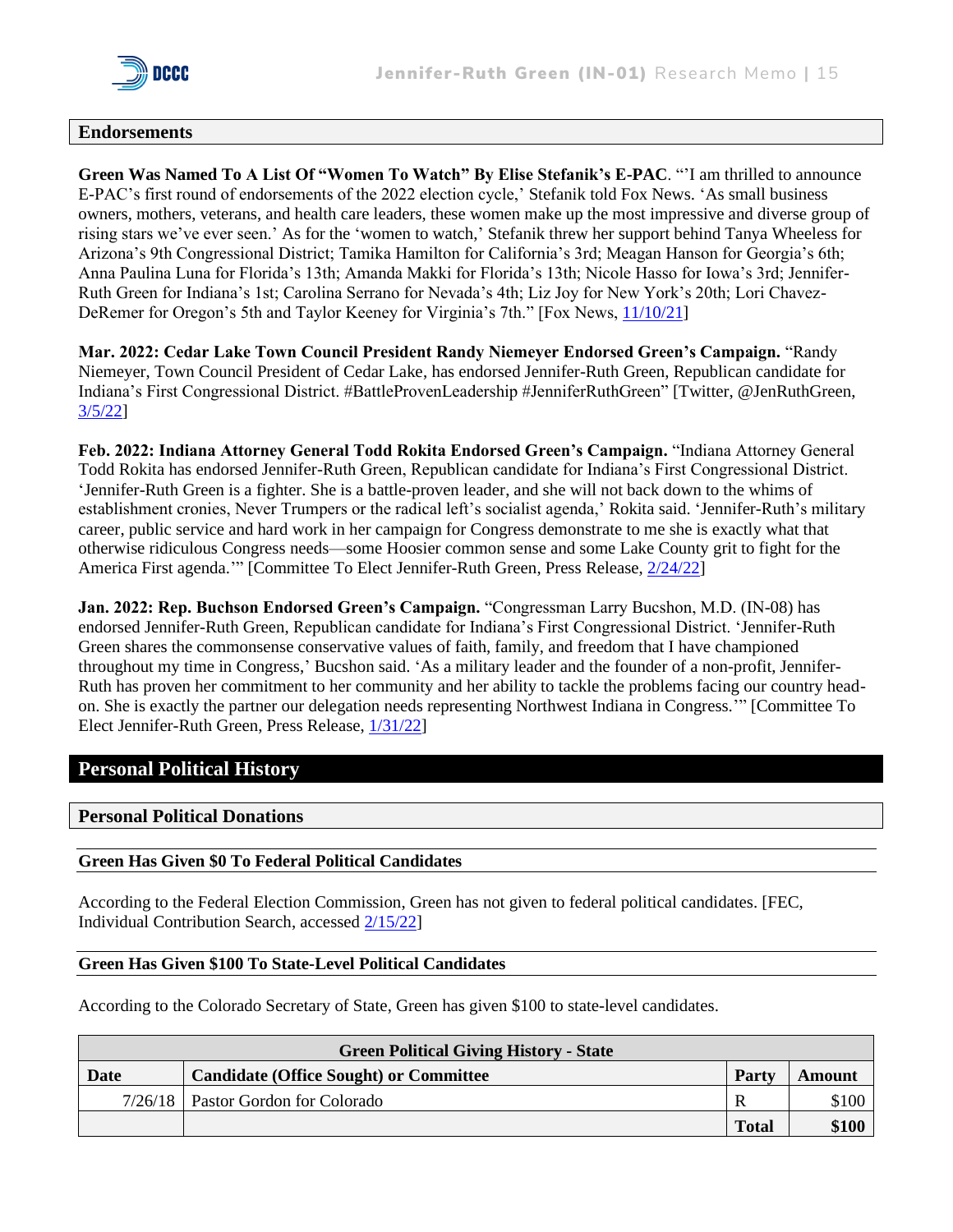## Endorsements

**Green Was Named To A List Of "Women To Watch" By Elise Stefanik's E-PAC**. "'I am thrilled to announce E-PAC's first round of endorsements of the 2022 election cycle,' Stefanik told Fox News. 'As small business owners, mothers, veterans, and health care leaders, these women make up the most impressive and diverse group of rising stars we've ever seen.' As for the 'women to watch,' Stefanik threw her support behind Tanya Wheeless for Arizona's 9th Congressional District; Tamika Hamilton for California's 3rd; Meagan Hanson for Georgia's 6th; Anna Paulina Luna for Florida's 13th; Amanda Makki for Florida's 13th; Nicole Hasso for Iowa's 3rd; Jennifer-Ruth Green for Indiana's 1st; Carolina Serrano for Nevada's 4th; Liz Joy for New York's 20th; Lori Chavez-DeRemer for Oregon's 5th and Taylor Keeney for Virginia's 7th." [Fox News, 11/10/21]

**Mar. 2022: Cedar Lake Town Council President Randy Niemeyer Endorsed Green's Campaign.** "Randy Niemeyer, Town Council President of Cedar Lake, has endorsed Jennifer-Ruth Green, Republican candidate for Indiana's First Congressional District. #BattleProvenLeadership #JenniferRuthGreen" [Twitter, @JenRuthGreen, 3/5/22]

**Feb. 2022: Indiana Attorney General Todd Rokita Endorsed Green's Campaign.** "Indiana Attorney General Todd Rokita has endorsed Jennifer-Ruth Green, Republican candidate for Indiana's First Congressional District. 'Jennifer-Ruth Green is a fighter. She is a battle-proven leader, and she will not back down to the whims of establishment cronies, Never Trumpers or the radical left's socialist agenda,' Rokita said. 'Jennifer-Ruth's military career, public service and hard work in her campaign for Congress demonstrate to me she is exactly what that otherwise ridiculous Congress needs—some Hoosier common sense and some Lake County grit to fight for the America First agenda.'" [Committee To Elect Jennifer-Ruth Green, Press Release, 2/24/22]

**Jan. 2022: Rep. Buchson Endorsed Green's Campaign.** "Congressman Larry Bucshon, M.D. (IN-08) has endorsed Jennifer-Ruth Green, Republican candidate for Indiana's First Congressional District. 'Jennifer-Ruth Green shares the commonsense conservative values of faith, family, and freedom that I have championed throughout my time in Congress,' Bucshon said. 'As a military leader and the founder of a non-profit, Jennifer-Ruth has proven her commitment to her community and her ability to tackle the problems facing our country head-on. She is exactly the partner our delegation needs representing Northwest Indiana in Congress.'" [Committee To Elect Jennifer-Ruth Green, Press Release, 1/31/22]

# Personal Political History

## Personal Political Donations

### Green Has Given $0 To Federal Political Candidates

According to the Federal Election Commission, Green has not given to federal political candidates. [FEC, Individual Contribution Search, accessed 2/15/22]

### Green Has Given $100 To State-Level Political Candidates

According to the Colorado Secretary of State, Green has given $100 to state-level candidates.

| Green Political Giving History - State | | | |
|---|---|---|---|
| **Date** | **Candidate (Office Sought) or Committee** | **Party** | **Amount** |
| 7/26/18 | Pastor Gordon for Colorado | R | $100 |
| | | **Total** | **$100** |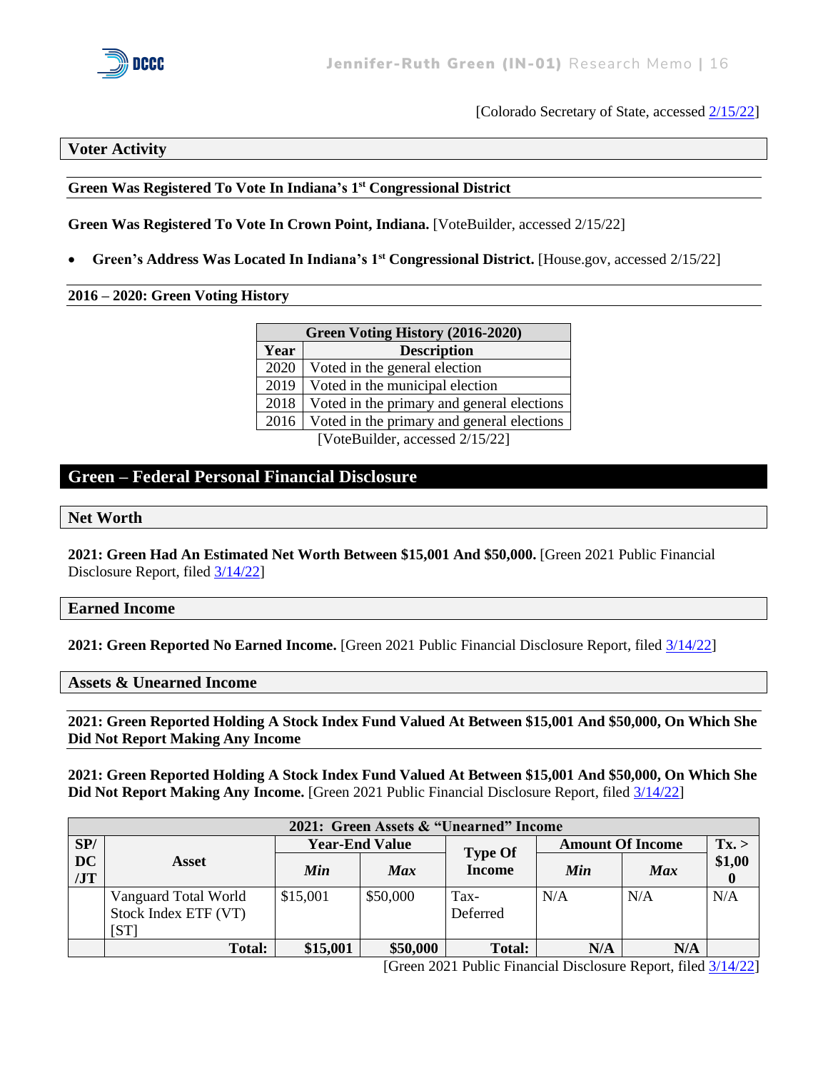[Colorado Secretary of State, accessed 2/15/22]

## Voter Activity

### Green Was Registered To Vote In Indiana's 1st Congressional District

**Green Was Registered To Vote In Crown Point, Indiana.** [VoteBuilder, accessed 2/15/22]

- **Green's Address Was Located In Indiana's 1st Congressional District.** [House.gov, accessed 2/15/22]

### 2016 – 2020: Green Voting History

| Green Voting History (2016-2020) | |
|---|---|
| **Year** | **Description** |
| 2020 | Voted in the general election |
| 2019 | Voted in the municipal election |
| 2018 | Voted in the primary and general elections |
| 2016 | Voted in the primary and general elections |

[VoteBuilder, accessed 2/15/22]

# Green – Federal Personal Financial Disclosure

## Net Worth

**2021: Green Had An Estimated Net Worth Between $15,001 And $50,000.** [Green 2021 Public Financial Disclosure Report, filed 3/14/22]

## Earned Income

**2021: Green Reported No Earned Income.** [Green 2021 Public Financial Disclosure Report, filed 3/14/22]

## Assets & Unearned Income

### 2021: Green Reported Holding A Stock Index Fund Valued At Between $15,001 And $50,000, On Which She Did Not Report Making Any Income

**2021: Green Reported Holding A Stock Index Fund Valued At Between $15,001 And $50,000, On Which She Did Not Report Making Any Income.** [Green 2021 Public Financial Disclosure Report, filed 3/14/22]

| 2021: Green Assets & "Unearned" Income | | | | | | | |
|---|---|---|---|---|---|---|---|
| **SP/ DC /JT** | **Asset** | **Year-End Value** | | **Type Of Income** | **Amount Of Income** | | **Tx. > $1,000** |
| | | ***Min*** | ***Max*** | | ***Min*** | ***Max*** | |
| | Vanguard Total World Stock Index ETF (VT) [ST] | $15,001 | $50,000 | Tax-Deferred | N/A | N/A | N/A |
| | **Total:** | **$15,001** | **$50,000** | **Total:** | **N/A** | **N/A** | |

[Green 2021 Public Financial Disclosure Report, filed 3/14/22]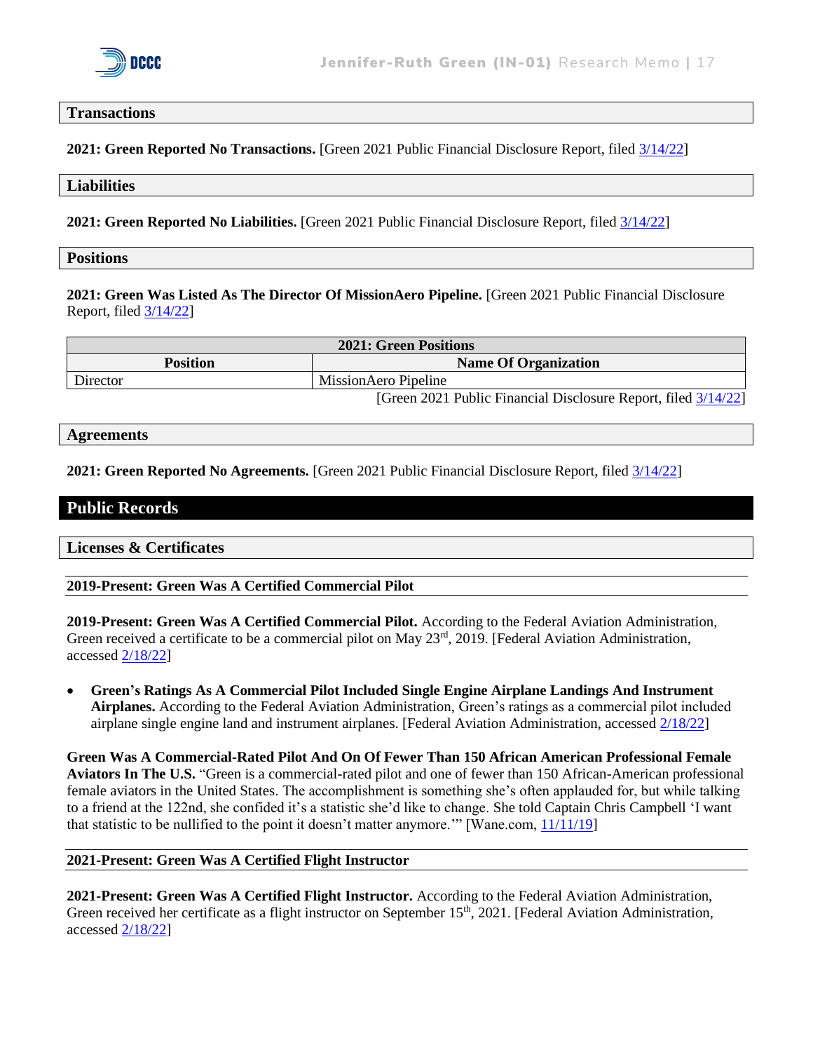### Transactions

**2021: Green Reported No Transactions.** [Green 2021 Public Financial Disclosure Report, filed 3/14/22]

### Liabilities

**2021: Green Reported No Liabilities.** [Green 2021 Public Financial Disclosure Report, filed 3/14/22]

### Positions

**2021: Green Was Listed As The Director Of MissionAero Pipeline.** [Green 2021 Public Financial Disclosure Report, filed 3/14/22]

| 2021: Green Positions | |
|---|---|
| **Position** | **Name Of Organization** |
| Director | MissionAero Pipeline |

[Green 2021 Public Financial Disclosure Report, filed 3/14/22]

### Agreements

**2021: Green Reported No Agreements.** [Green 2021 Public Financial Disclosure Report, filed 3/14/22]

## Public Records

### Licenses & Certificates

#### 2019-Present: Green Was A Certified Commercial Pilot

**2019-Present: Green Was A Certified Commercial Pilot.** According to the Federal Aviation Administration, Green received a certificate to be a commercial pilot on May 23rd, 2019. [Federal Aviation Administration, accessed 2/18/22]

- **Green's Ratings As A Commercial Pilot Included Single Engine Airplane Landings And Instrument Airplanes.** According to the Federal Aviation Administration, Green's ratings as a commercial pilot included airplane single engine land and instrument airplanes. [Federal Aviation Administration, accessed 2/18/22]

**Green Was A Commercial-Rated Pilot And On Of Fewer Than 150 African American Professional Female Aviators In The U.S.** "Green is a commercial-rated pilot and one of fewer than 150 African-American professional female aviators in the United States. The accomplishment is something she's often applauded for, but while talking to a friend at the 122nd, she confided it's a statistic she'd like to change. She told Captain Chris Campbell 'I want that statistic to be nullified to the point it doesn't matter anymore.'" [Wane.com, 11/11/19]

#### 2021-Present: Green Was A Certified Flight Instructor

**2021-Present: Green Was A Certified Flight Instructor.** According to the Federal Aviation Administration, Green received her certificate as a flight instructor on September 15th, 2021. [Federal Aviation Administration, accessed 2/18/22]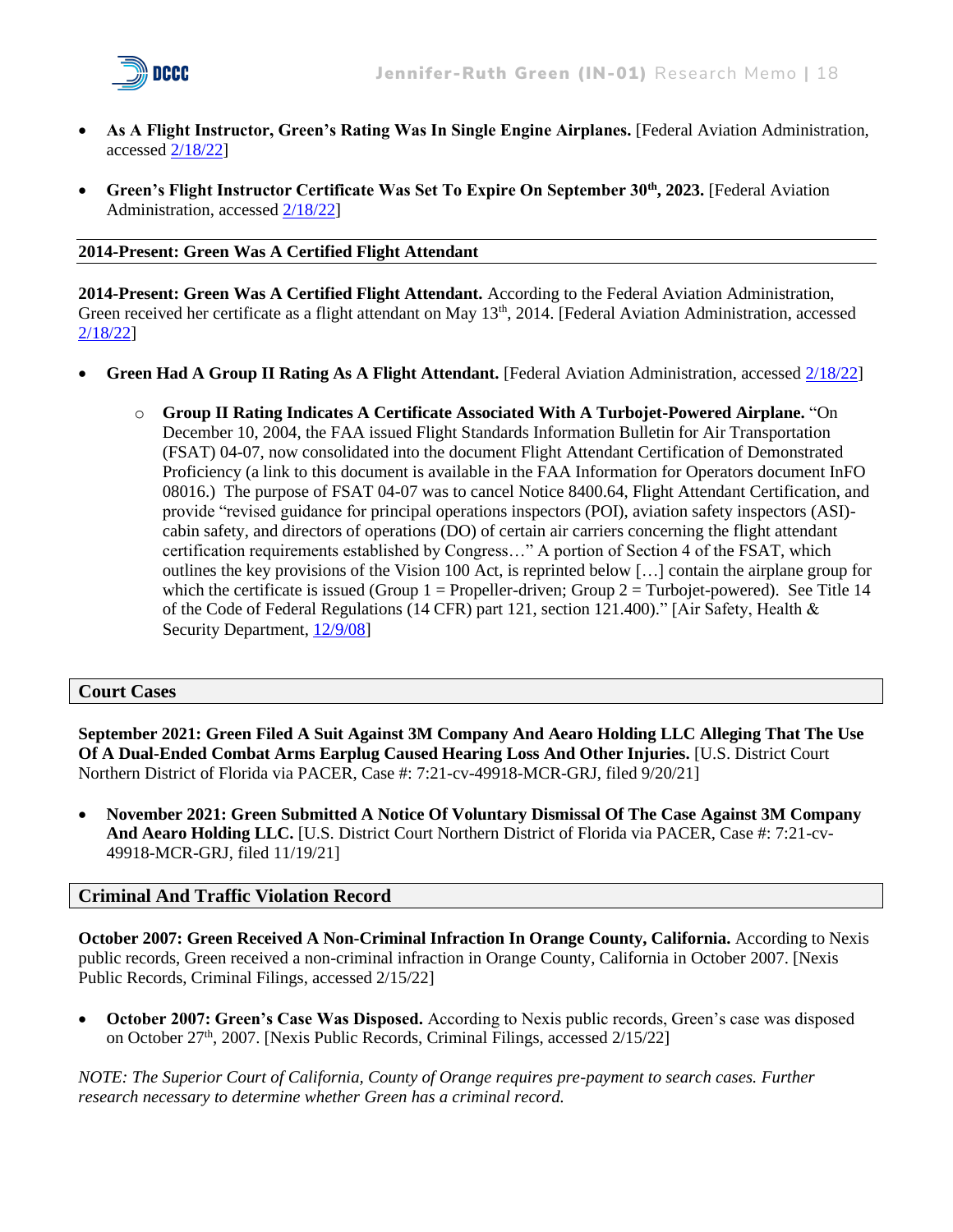- **As A Flight Instructor, Green's Rating Was In Single Engine Airplanes.** [Federal Aviation Administration, accessed 2/18/22]

- **Green's Flight Instructor Certificate Was Set To Expire On September 30th, 2023.** [Federal Aviation Administration, accessed 2/18/22]

### 2014-Present: Green Was A Certified Flight Attendant

**2014-Present: Green Was A Certified Flight Attendant.** According to the Federal Aviation Administration, Green received her certificate as a flight attendant on May 13th, 2014. [Federal Aviation Administration, accessed 2/18/22]

- **Green Had A Group II Rating As A Flight Attendant.** [Federal Aviation Administration, accessed 2/18/22]
  - **Group II Rating Indicates A Certificate Associated With A Turbojet-Powered Airplane.** "On December 10, 2004, the FAA issued Flight Standards Information Bulletin for Air Transportation (FSAT) 04-07, now consolidated into the document Flight Attendant Certification of Demonstrated Proficiency (a link to this document is available in the FAA Information for Operators document InFO 08016.) The purpose of FSAT 04-07 was to cancel Notice 8400.64, Flight Attendant Certification, and provide "revised guidance for principal operations inspectors (POI), aviation safety inspectors (ASI)-cabin safety, and directors of operations (DO) of certain air carriers concerning the flight attendant certification requirements established by Congress…" A portion of Section 4 of the FSAT, which outlines the key provisions of the Vision 100 Act, is reprinted below […] contain the airplane group for which the certificate is issued (Group 1 = Propeller-driven; Group 2 = Turbojet-powered). See Title 14 of the Code of Federal Regulations (14 CFR) part 121, section 121.400)." [Air Safety, Health & Security Department, 12/9/08]

## Court Cases

**September 2021: Green Filed A Suit Against 3M Company And Aearo Holding LLC Alleging That The Use Of A Dual-Ended Combat Arms Earplug Caused Hearing Loss And Other Injuries.** [U.S. District Court Northern District of Florida via PACER, Case #: 7:21-cv-49918-MCR-GRJ, filed 9/20/21]

- **November 2021: Green Submitted A Notice Of Voluntary Dismissal Of The Case Against 3M Company And Aearo Holding LLC.** [U.S. District Court Northern District of Florida via PACER, Case #: 7:21-cv-49918-MCR-GRJ, filed 11/19/21]

## Criminal And Traffic Violation Record

**October 2007: Green Received A Non-Criminal Infraction In Orange County, California.** According to Nexis public records, Green received a non-criminal infraction in Orange County, California in October 2007. [Nexis Public Records, Criminal Filings, accessed 2/15/22]

- **October 2007: Green's Case Was Disposed.** According to Nexis public records, Green's case was disposed on October 27th, 2007. [Nexis Public Records, Criminal Filings, accessed 2/15/22]

*NOTE: The Superior Court of California, County of Orange requires pre-payment to search cases. Further research necessary to determine whether Green has a criminal record.*